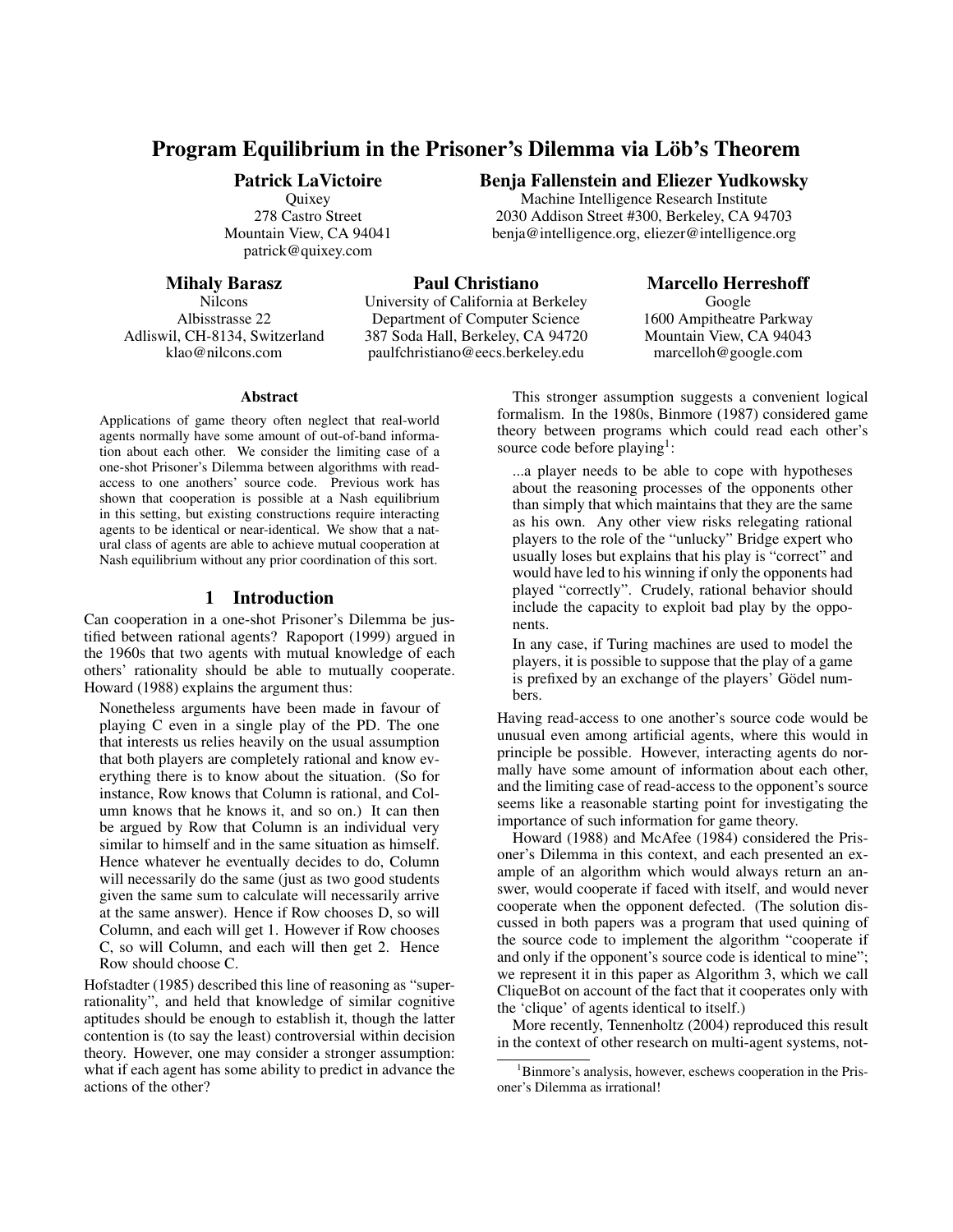# Program Equilibrium in the Prisoner's Dilemma via Löb's Theorem

**Patrick LaVictoire**
Quixey
278 Castro Street
Mountain View, CA 94041
patrick@quixey.com

**Benja Fallenstein and Eliezer Yudkowsky**
Machine Intelligence Research Institute
2030 Addison Street #300, Berkeley, CA 94703
benja@intelligence.org, eliezer@intelligence.org

**Mihaly Barasz**
Nilcons
Albisstrasse 22
Adliswil, CH-8134, Switzerland
klao@nilcons.com

**Paul Christiano**
University of California at Berkeley
Department of Computer Science
387 Soda Hall, Berkeley, CA 94720
paulfchristiano@eecs.berkeley.edu

**Marcello Herreshoff**
Google
1600 Ampitheatre Parkway
Mountain View, CA 94043
marcelloh@google.com

### Abstract

Applications of game theory often neglect that real-world agents normally have some amount of out-of-band information about each other. We consider the limiting case of a one-shot Prisoner's Dilemma between algorithms with read-access to one anothers' source code. Previous work has shown that cooperation is possible at a Nash equilibrium in this setting, but existing constructions require interacting agents to be identical or near-identical. We show that a natural class of agents are able to achieve mutual cooperation at Nash equilibrium without any prior coordination of this sort.

## 1 Introduction

Can cooperation in a one-shot Prisoner's Dilemma be justified between rational agents? Rapoport (1999) argued in the 1960s that two agents with mutual knowledge of each others' rationality should be able to mutually cooperate. Howard (1988) explains the argument thus:

> Nonetheless arguments have been made in favour of playing C even in a single play of the PD. The one that interests us relies heavily on the usual assumption that both players are completely rational and know everything there is to know about the situation. (So for instance, Row knows that Column is rational, and Column knows that he knows it, and so on.) It can then be argued by Row that Column is an individual very similar to himself and in the same situation as himself. Hence whatever he eventually decides to do, Column will necessarily do the same (just as two good students given the same sum to calculate will necessarily arrive at the same answer). Hence if Row chooses D, so will Column, and each will get 1. However if Row chooses C, so will Column, and each will then get 2. Hence Row should choose C.

Hofstadter (1985) described this line of reasoning as "superrationality", and held that knowledge of similar cognitive aptitudes should be enough to establish it, though the latter contention is (to say the least) controversial within decision theory. However, one may consider a stronger assumption: what if each agent has some ability to predict in advance the actions of the other?

This stronger assumption suggests a convenient logical formalism. In the 1980s, Binmore (1987) considered game theory between programs which could read each other's source code before playing[1]:

> ...a player needs to be able to cope with hypotheses about the reasoning processes of the opponents other than simply that which maintains that they are the same as his own. Any other view risks relegating rational players to the role of the "unlucky" Bridge expert who usually loses but explains that his play is "correct" and would have led to his winning if only the opponents had played "correctly". Crudely, rational behavior should include the capacity to exploit bad play by the opponents.
>
> In any case, if Turing machines are used to model the players, it is possible to suppose that the play of a game is prefixed by an exchange of the players' Gödel numbers.

Having read-access to one another's source code would be unusual even among artificial agents, where this would in principle be possible. However, interacting agents do normally have some amount of information about each other, and the limiting case of read-access to the opponent's source seems like a reasonable starting point for investigating the importance of such information for game theory.

Howard (1988) and McAfee (1984) considered the Prisoner's Dilemma in this context, and each presented an example of an algorithm which would always return an answer, would cooperate if faced with itself, and would never cooperate when the opponent defected. (The solution discussed in both papers was a program that used quining of the source code to implement the algorithm "cooperate if and only if the opponent's source code is identical to mine"; we represent it in this paper as Algorithm 3, which we call CliqueBot on account of the fact that it cooperates only with the 'clique' of agents identical to itself.)

More recently, Tennenholtz (2004) reproduced this result in the context of other research on multi-agent systems, not-

[1] Binmore's analysis, however, eschews cooperation in the Prisoner's Dilemma as irrational!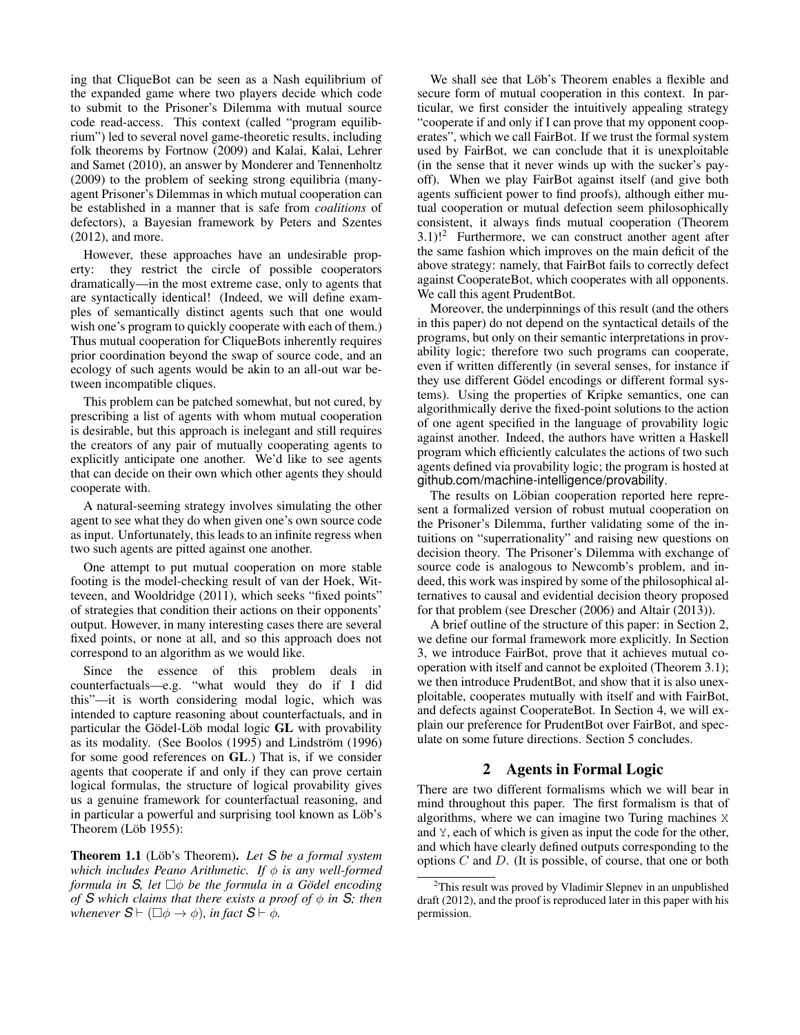ing that CliqueBot can be seen as a Nash equilibrium of the expanded game where two players decide which code to submit to the Prisoner's Dilemma with mutual source code read-access. This context (called "program equilibrium") led to several novel game-theoretic results, including folk theorems by Fortnow (2009) and Kalai, Kalai, Lehrer and Samet (2010), an answer by Monderer and Tennenholtz (2009) to the problem of seeking strong equilibria (many-agent Prisoner's Dilemmas in which mutual cooperation can be established in a manner that is safe from *coalitions* of defectors), a Bayesian framework by Peters and Szentes (2012), and more.

However, these approaches have an undesirable property: they restrict the circle of possible cooperators dramatically—in the most extreme case, only to agents that are syntactically identical! (Indeed, we will define examples of semantically distinct agents such that one would wish one's program to quickly cooperate with each of them.) Thus mutual cooperation for CliqueBots inherently requires prior coordination beyond the swap of source code, and an ecology of such agents would be akin to an all-out war between incompatible cliques.

This problem can be patched somewhat, but not cured, by prescribing a list of agents with whom mutual cooperation is desirable, but this approach is inelegant and still requires the creators of any pair of mutually cooperating agents to explicitly anticipate one another. We'd like to see agents that can decide on their own which other agents they should cooperate with.

A natural-seeming strategy involves simulating the other agent to see what they do when given one's own source code as input. Unfortunately, this leads to an infinite regress when two such agents are pitted against one another.

One attempt to put mutual cooperation on more stable footing is the model-checking result of van der Hoek, Witteveen, and Wooldridge (2011), which seeks "fixed points" of strategies that condition their actions on their opponents' output. However, in many interesting cases there are several fixed points, or none at all, and so this approach does not correspond to an algorithm as we would like.

Since the essence of this problem deals in counterfactuals—e.g. "what would they do if I did this"—it is worth considering modal logic, which was intended to capture reasoning about counterfactuals, and in particular the Gödel-Löb modal logic **GL** with provability as its modality. (See Boolos (1995) and Lindström (1996) for some good references on **GL**.) That is, if we consider agents that cooperate if and only if they can prove certain logical formulas, the structure of logical provability gives us a genuine framework for counterfactual reasoning, and in particular a powerful and surprising tool known as Löb's Theorem (Löb 1955):

**Theorem 1.1** (Löb's Theorem). *Let $S$ be a formal system which includes Peano Arithmetic. If $\phi$ is any well-formed formula in $S$, let $\Box\phi$ be the formula in a Gödel encoding of $S$ which claims that there exists a proof of $\phi$ in $S$; then whenever $S \vdash (\Box\phi \to \phi)$, in fact $S \vdash \phi$.*

We shall see that Löb's Theorem enables a flexible and secure form of mutual cooperation in this context. In particular, we first consider the intuitively appealing strategy "cooperate if and only if I can prove that my opponent cooperates", which we call FairBot. If we trust the formal system used by FairBot, we can conclude that it is unexploitable (in the sense that it never winds up with the sucker's payoff). When we play FairBot against itself (and give both agents sufficient power to find proofs), although either mutual cooperation or mutual defection seem philosophically consistent, it always finds mutual cooperation (Theorem 3.1)![2] Furthermore, we can construct another agent after the same fashion which improves on the main deficit of the above strategy: namely, that FairBot fails to correctly defect against CooperateBot, which cooperates with all opponents. We call this agent PrudentBot.

Moreover, the underpinnings of this result (and the others in this paper) do not depend on the syntactical details of the programs, but only on their semantic interpretations in provability logic; therefore two such programs can cooperate, even if written differently (in several senses, for instance if they use different Gödel encodings or different formal systems). Using the properties of Kripke semantics, one can algorithmically derive the fixed-point solutions to the action of one agent specified in the language of provability logic against another. Indeed, the authors have written a Haskell program which efficiently calculates the actions of two such agents defined via provability logic; the program is hosted at github.com/machine-intelligence/provability.

The results on Löbian cooperation reported here represent a formalized version of robust mutual cooperation on the Prisoner's Dilemma, further validating some of the intuitions on "superrationality" and raising new questions on decision theory. The Prisoner's Dilemma with exchange of source code is analogous to Newcomb's problem, and indeed, this work was inspired by some of the philosophical alternatives to causal and evidential decision theory proposed for that problem (see Drescher (2006) and Altair (2013)).

A brief outline of the structure of this paper: in Section 2, we define our formal framework more explicitly. In Section 3, we introduce FairBot, prove that it achieves mutual cooperation with itself and cannot be exploited (Theorem 3.1); we then introduce PrudentBot, and show that it is also unexploitable, cooperates mutually with itself and with FairBot, and defects against CooperateBot. In Section 4, we will explain our preference for PrudentBot over FairBot, and speculate on some future directions. Section 5 concludes.

## 2 Agents in Formal Logic

There are two different formalisms which we will bear in mind throughout this paper. The first formalism is that of algorithms, where we can imagine two Turing machines X and Y, each of which is given as input the code for the other, and which have clearly defined outputs corresponding to the options $C$ and $D$. (It is possible, of course, that one or both

[2] This result was proved by Vladimir Slepnev in an unpublished draft (2012), and the proof is reproduced later in this paper with his permission.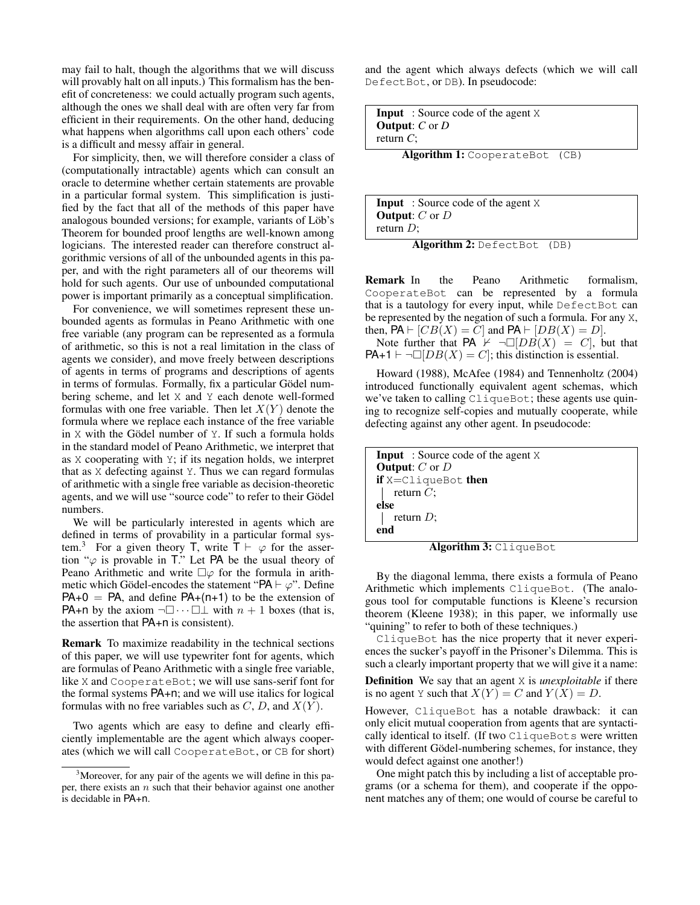may fail to halt, though the algorithms that we will discuss will provably halt on all inputs.) This formalism has the benefit of concreteness: we could actually program such agents, although the ones we shall deal with are often very far from efficient in their requirements. On the other hand, deducing what happens when algorithms call upon each others' code is a difficult and messy affair in general.

For simplicity, then, we will therefore consider a class of (computationally intractable) agents which can consult an oracle to determine whether certain statements are provable in a particular formal system. This simplification is justified by the fact that all of the methods of this paper have analogous bounded versions; for example, variants of Löb's Theorem for bounded proof lengths are well-known among logicians. The interested reader can therefore construct algorithmic versions of all of the unbounded agents in this paper, and with the right parameters all of our theorems will hold for such agents. Our use of unbounded computational power is important primarily as a conceptual simplification.

For convenience, we will sometimes represent these unbounded agents as formulas in Peano Arithmetic with one free variable (any program can be represented as a formula of arithmetic, so this is not a real limitation in the class of agents we consider), and move freely between descriptions of agents in terms of programs and descriptions of agents in terms of formulas. Formally, fix a particular Gödel numbering scheme, and let `X` and `Y` each denote well-formed formulas with one free variable. Then let $X(Y)$ denote the formula where we replace each instance of the free variable in `X` with the Gödel number of `Y`. If such a formula holds in the standard model of Peano Arithmetic, we interpret that as `X` cooperating with `Y`; if its negation holds, we interpret that as `X` defecting against `Y`. Thus we can regard formulas of arithmetic with a single free variable as decision-theoretic agents, and we will use "source code" to refer to their Gödel numbers.

We will be particularly interested in agents which are defined in terms of provability in a particular formal system.[3] For a given theory $\mathsf{T}$, write $\mathsf{T} \vdash \varphi$ for the assertion "$\varphi$ is provable in $\mathsf{T}$." Let $\mathsf{PA}$ be the usual theory of Peano Arithmetic and write $\Box\varphi$ for the formula in arithmetic which Gödel-encodes the statement "$\mathsf{PA} \vdash \varphi$". Define $\mathsf{PA+0} = \mathsf{PA}$, and define $\mathsf{PA+(n+1)}$ to be the extension of $\mathsf{PA+n}$ by the axiom $\neg\Box\cdots\Box\bot$ with $n+1$ boxes (that is, the assertion that $\mathsf{PA+n}$ is consistent).

**Remark** To maximize readability in the technical sections of this paper, we will use typewriter font for agents, which are formulas of Peano Arithmetic with a single free variable, like `X` and `CooperateBot`; we will use sans-serif font for the formal systems $\mathsf{PA+n}$; and we will use italics for logical formulas with no free variables such as $C$, $D$, and $X(Y)$.

Two agents which are easy to define and clearly efficiently implementable are the agent which always cooperates (which we will call `CooperateBot`, or `CB` for short) and the agent which always defects (which we will call `DefectBot`, or `DB`). In pseudocode:

```
Input  : Source code of the agent X
Output: C or D
return C;
```

**Algorithm 1:** `CooperateBot (CB)`

```
Input  : Source code of the agent X
Output: C or D
return D;
```

**Algorithm 2:** `DefectBot (DB)`

**Remark** In the Peano Arithmetic formalism, `CooperateBot` can be represented by a formula that is a tautology for every input, while `DefectBot` can be represented by the negation of such a formula. For any `X`, then, $\mathsf{PA} \vdash [CB(X) = C]$ and $\mathsf{PA} \vdash [DB(X) = D]$.

Note further that $\mathsf{PA} \nvdash \neg\Box[DB(X) = C]$, but that $\mathsf{PA+1} \vdash \neg\Box[DB(X) = C]$; this distinction is essential.

Howard (1988), McAfee (1984) and Tennenholtz (2004) introduced functionally equivalent agent schemas, which we've taken to calling `CliqueBot`; these agents use quining to recognize self-copies and mutually cooperate, while defecting against any other agent. In pseudocode:

```
Input  : Source code of the agent X
Output: C or D
if X=CliqueBot then
    return C;
else
    return D;
end
```

**Algorithm 3:** `CliqueBot`

By the diagonal lemma, there exists a formula of Peano Arithmetic which implements `CliqueBot`. (The analogous tool for computable functions is Kleene's recursion theorem (Kleene 1938); in this paper, we informally use "quining" to refer to both of these techniques.)

`CliqueBot` has the nice property that it never experiences the sucker's payoff in the Prisoner's Dilemma. This is such a clearly important property that we will give it a name:

**Definition** We say that an agent `X` is *unexploitable* if there is no agent `Y` such that $X(Y) = C$ and $Y(X) = D$.

However, `CliqueBot` has a notable drawback: it can only elicit mutual cooperation from agents that are syntactically identical to itself. (If two `CliqueBot`s were written with different Gödel-numbering schemes, for instance, they would defect against one another!)

One might patch this by including a list of acceptable programs (or a schema for them), and cooperate if the opponent matches any of them; one would of course be careful to

[3]Moreover, for any pair of the agents we will define in this paper, there exists an $n$ such that their behavior against one another is decidable in $\mathsf{PA+n}$.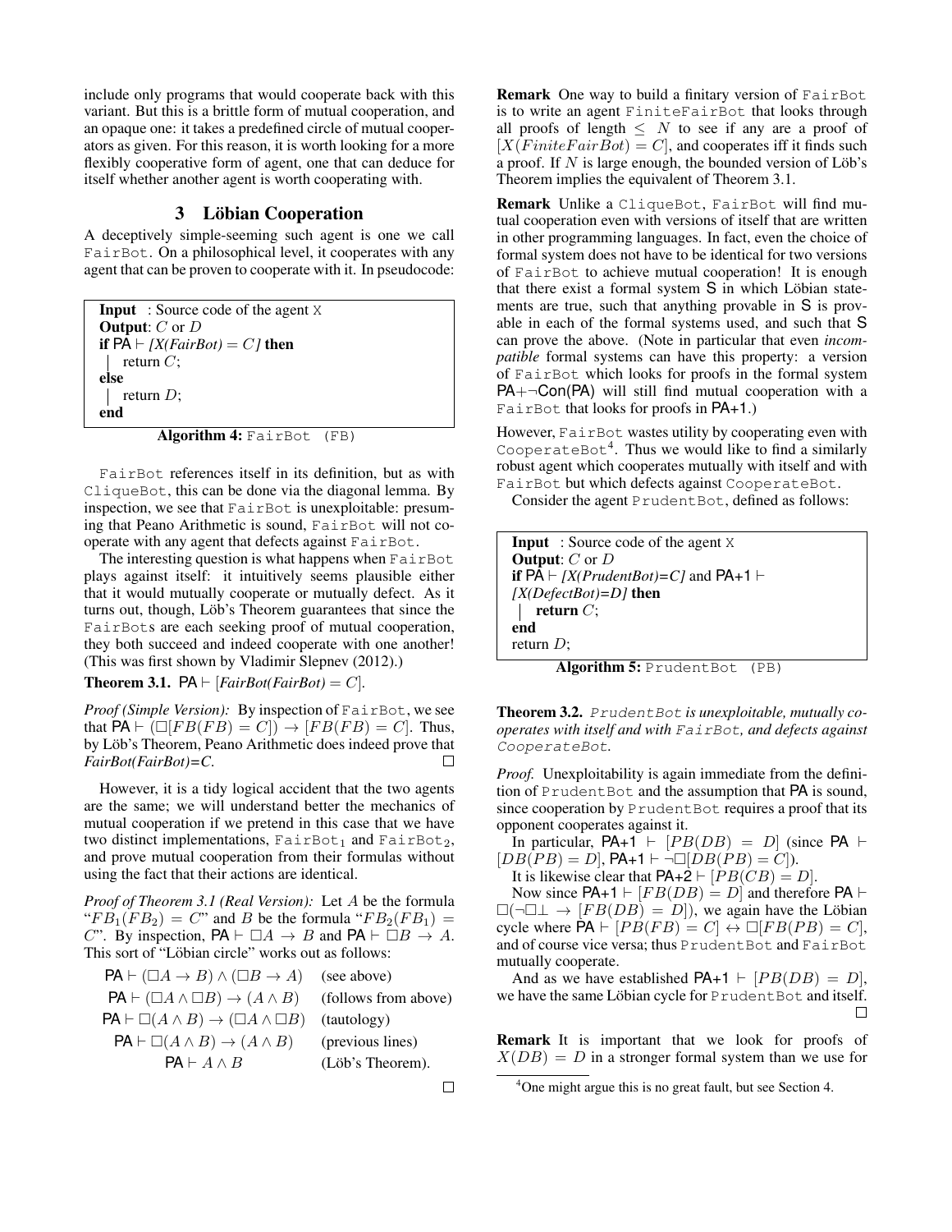include only programs that would cooperate back with this variant. But this is a brittle form of mutual cooperation, and an opaque one: it takes a predefined circle of mutual cooperators as given. For this reason, it is worth looking for a more flexibly cooperative form of agent, one that can deduce for itself whether another agent is worth cooperating with.

## 3 Löbian Cooperation

A deceptively simple-seeming such agent is one we call FairBot. On a philosophical level, it cooperates with any agent that can be proven to cooperate with it. In pseudocode:

```
Input  : Source code of the agent X
Output: C or D
if PA ⊢ [X(FairBot) = C] then
  | return C;
else
  | return D;
end
```

**Algorithm 4:** FairBot (FB)

FairBot references itself in its definition, but as with CliqueBot, this can be done via the diagonal lemma. By inspection, we see that FairBot is unexploitable: presuming that Peano Arithmetic is sound, FairBot will not cooperate with any agent that defects against FairBot.

The interesting question is what happens when FairBot plays against itself: it intuitively seems plausible either that it would mutually cooperate or mutually defect. As it turns out, though, Löb's Theorem guarantees that since the FairBots are each seeking proof of mutual cooperation, they both succeed and indeed cooperate with one another! (This was first shown by Vladimir Slepnev (2012).)

**Theorem 3.1.** $\mathsf{PA} \vdash$ *[FairBot(FairBot) = C]*.

*Proof (Simple Version):* By inspection of FairBot, we see that $\mathsf{PA} \vdash (\Box[FB(FB) = C]) \to [FB(FB) = C]$. Thus, by Löb's Theorem, Peano Arithmetic does indeed prove that *FairBot(FairBot)=C*. □

However, it is a tidy logical accident that the two agents are the same; we will understand better the mechanics of mutual cooperation if we pretend in this case that we have two distinct implementations, $\text{FairBot}_1$ and $\text{FairBot}_2$, and prove mutual cooperation from their formulas without using the fact that their actions are identical.

*Proof of Theorem 3.1 (Real Version):* Let $A$ be the formula "$FB_1(FB_2) = C$" and $B$ be the formula "$FB_2(FB_1) = C$". By inspection, $\mathsf{PA} \vdash \Box A \to B$ and $\mathsf{PA} \vdash \Box B \to A$. This sort of "Löbian circle" works out as follows:

$$\begin{array}{rl}
\mathsf{PA} \vdash (\Box A \to B) \wedge (\Box B \to A) & \text{(see above)} \\
\mathsf{PA} \vdash (\Box A \wedge \Box B) \to (A \wedge B) & \text{(follows from above)} \\
\mathsf{PA} \vdash \Box(A \wedge B) \to (\Box A \wedge \Box B) & \text{(tautology)} \\
\mathsf{PA} \vdash \Box(A \wedge B) \to (A \wedge B) & \text{(previous lines)} \\
\mathsf{PA} \vdash A \wedge B & \text{(Löb's Theorem).}
\end{array}$$

□

**Remark** One way to build a finitary version of FairBot is to write an agent FiniteFairBot that looks through all proofs of length $\leq N$ to see if any are a proof of $[X(FiniteFairBot) = C]$, and cooperates iff it finds such a proof. If $N$ is large enough, the bounded version of Löb's Theorem implies the equivalent of Theorem 3.1.

**Remark** Unlike a CliqueBot, FairBot will find mutual cooperation even with versions of itself that are written in other programming languages. In fact, even the choice of formal system does not have to be identical for two versions of FairBot to achieve mutual cooperation! It is enough that there exist a formal system $\mathsf{S}$ in which Löbian statements are true, such that anything provable in $\mathsf{S}$ is provable in each of the formal systems used, and such that $\mathsf{S}$ can prove the above. (Note in particular that even *incompatible* formal systems can have this property: a version of FairBot which looks for proofs in the formal system $\mathsf{PA}+\neg\mathsf{Con}(\mathsf{PA})$ will still find mutual cooperation with a FairBot that looks for proofs in $\mathsf{PA}$+1.)

However, FairBot wastes utility by cooperating even with CooperateBot[4]. Thus we would like to find a similarly robust agent which cooperates mutually with itself and with FairBot but which defects against CooperateBot.

Consider the agent PrudentBot, defined as follows:

```
Input  : Source code of the agent X
Output: C or D
if PA ⊢ [X(PrudentBot)=C] and PA+1 ⊢
[X(DefectBot)=D] then
  | return C;
end
return D;
```

**Algorithm 5:** PrudentBot (PB)

**Theorem 3.2.** *PrudentBot is unexploitable, mutually cooperates with itself and with FairBot, and defects against CooperateBot.*

*Proof.* Unexploitability is again immediate from the definition of PrudentBot and the assumption that PA is sound, since cooperation by PrudentBot requires a proof that its opponent cooperates against it.

In particular, $\mathsf{PA}+1 \vdash [PB(DB) = D]$ (since $\mathsf{PA} \vdash [DB(PB) = D]$, $\mathsf{PA}+1 \vdash \neg\Box[DB(PB) = C]$).

It is likewise clear that $\mathsf{PA}+2 \vdash [PB(CB) = D]$.

Now since $\mathsf{PA}+1 \vdash [FB(DB) = D]$ and therefore $\mathsf{PA} \vdash \Box(\neg\Box\bot \to [FB(DB) = D])$, we again have the Löbian cycle where $\mathsf{PA} \vdash [PB(FB) = C] \leftrightarrow \Box[FB(PB) = C]$, and of course vice versa; thus PrudentBot and FairBot mutually cooperate.

And as we have established $\mathsf{PA}+1 \vdash [PB(DB) = D]$, we have the same Löbian cycle for PrudentBot and itself. □

**Remark** It is important that we look for proofs of $X(DB) = D$ in a stronger formal system than we use for

[4] One might argue this is no great fault, but see Section 4.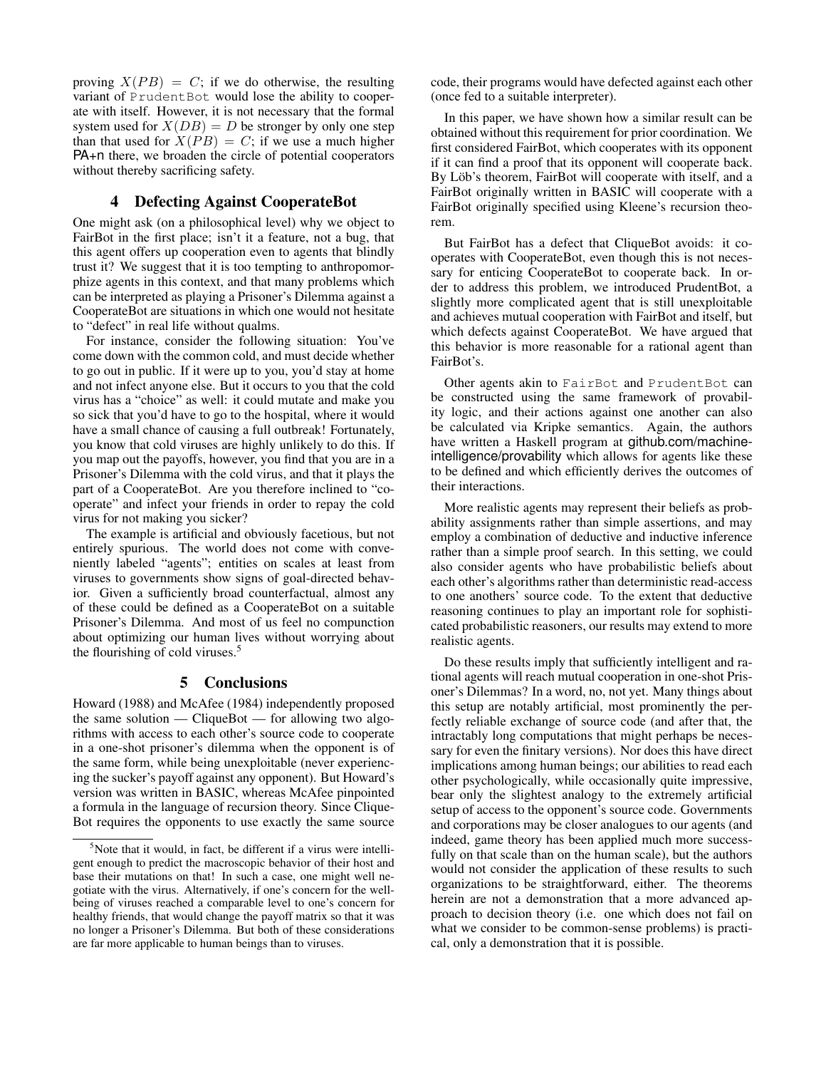proving $X(PB) = C$; if we do otherwise, the resulting variant of `PrudentBot` would lose the ability to cooperate with itself. However, it is not necessary that the formal system used for $X(DB) = D$ be stronger by only one step than that used for $X(PB) = C$; if we use a much higher PA+n there, we broaden the circle of potential cooperators without thereby sacrificing safety.

## 4 Defecting Against CooperateBot

One might ask (on a philosophical level) why we object to FairBot in the first place; isn't it a feature, not a bug, that this agent offers up cooperation even to agents that blindly trust it? We suggest that it is too tempting to anthropomorphize agents in this context, and that many problems which can be interpreted as playing a Prisoner's Dilemma against a CooperateBot are situations in which one would not hesitate to "defect" in real life without qualms.

For instance, consider the following situation: You've come down with the common cold, and must decide whether to go out in public. If it were up to you, you'd stay at home and not infect anyone else. But it occurs to you that the cold virus has a "choice" as well: it could mutate and make you so sick that you'd have to go to the hospital, where it would have a small chance of causing a full outbreak! Fortunately, you know that cold viruses are highly unlikely to do this. If you map out the payoffs, however, you find that you are in a Prisoner's Dilemma with the cold virus, and that it plays the part of a CooperateBot. Are you therefore inclined to "cooperate" and infect your friends in order to repay the cold virus for not making you sicker?

The example is artificial and obviously facetious, but not entirely spurious. The world does not come with conveniently labeled "agents"; entities on scales at least from viruses to governments show signs of goal-directed behavior. Given a sufficiently broad counterfactual, almost any of these could be defined as a CooperateBot on a suitable Prisoner's Dilemma. And most of us feel no compunction about optimizing our human lives without worrying about the flourishing of cold viruses.[5]

## 5 Conclusions

Howard (1988) and McAfee (1984) independently proposed the same solution — CliqueBot — for allowing two algorithms with access to each other's source code to cooperate in a one-shot prisoner's dilemma when the opponent is of the same form, while being unexploitable (never experiencing the sucker's payoff against any opponent). But Howard's version was written in BASIC, whereas McAfee pinpointed a formula in the language of recursion theory. Since CliqueBot requires the opponents to use exactly the same source code, their programs would have defected against each other (once fed to a suitable interpreter).

In this paper, we have shown how a similar result can be obtained without this requirement for prior coordination. We first considered FairBot, which cooperates with its opponent if it can find a proof that its opponent will cooperate back. By Löb's theorem, FairBot will cooperate with itself, and a FairBot originally written in BASIC will cooperate with a FairBot originally specified using Kleene's recursion theorem.

But FairBot has a defect that CliqueBot avoids: it cooperates with CooperateBot, even though this is not necessary for enticing CooperateBot to cooperate back. In order to address this problem, we introduced PrudentBot, a slightly more complicated agent that is still unexploitable and achieves mutual cooperation with FairBot and itself, but which defects against CooperateBot. We have argued that this behavior is more reasonable for a rational agent than FairBot's.

Other agents akin to `FairBot` and `PrudentBot` can be constructed using the same framework of provability logic, and their actions against one another can also be calculated via Kripke semantics. Again, the authors have written a Haskell program at github.com/machine-intelligence/provability which allows for agents like these to be defined and which efficiently derives the outcomes of their interactions.

More realistic agents may represent their beliefs as probability assignments rather than simple assertions, and may employ a combination of deductive and inductive inference rather than a simple proof search. In this setting, we could also consider agents who have probabilistic beliefs about each other's algorithms rather than deterministic read-access to one anothers' source code. To the extent that deductive reasoning continues to play an important role for sophisticated probabilistic reasoners, our results may extend to more realistic agents.

Do these results imply that sufficiently intelligent and rational agents will reach mutual cooperation in one-shot Prisoner's Dilemmas? In a word, no, not yet. Many things about this setup are notably artificial, most prominently the perfectly reliable exchange of source code (and after that, the intractably long computations that might perhaps be necessary for even the finitary versions). Nor does this have direct implications among human beings; our abilities to read each other psychologically, while occasionally quite impressive, bear only the slightest analogy to the extremely artificial setup of access to the opponent's source code. Governments and corporations may be closer analogues to our agents (and indeed, game theory has been applied much more successfully on that scale than on the human scale), but the authors would not consider the application of these results to such organizations to be straightforward, either. The theorems herein are not a demonstration that a more advanced approach to decision theory (i.e. one which does not fail on what we consider to be common-sense problems) is practical, only a demonstration that it is possible.

[5] Note that it would, in fact, be different if a virus were intelligent enough to predict the macroscopic behavior of their host and base their mutations on that! In such a case, one might well negotiate with the virus. Alternatively, if one's concern for the well-being of viruses reached a comparable level to one's concern for healthy friends, that would change the payoff matrix so that it was no longer a Prisoner's Dilemma. But both of these considerations are far more applicable to human beings than to viruses.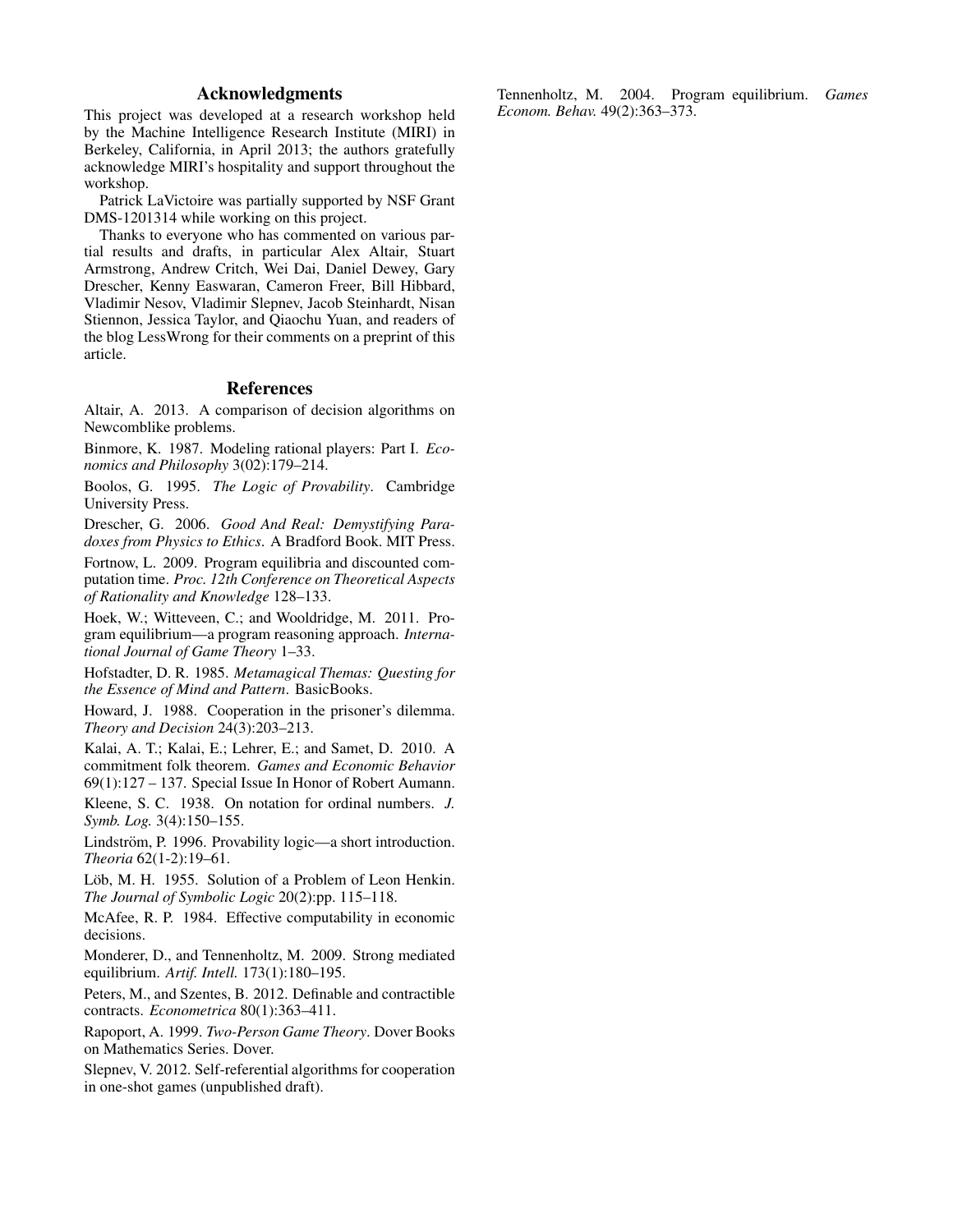## Acknowledgments

This project was developed at a research workshop held by the Machine Intelligence Research Institute (MIRI) in Berkeley, California, in April 2013; the authors gratefully acknowledge MIRI's hospitality and support throughout the workshop.

Patrick LaVictoire was partially supported by NSF Grant DMS-1201314 while working on this project.

Thanks to everyone who has commented on various partial results and drafts, in particular Alex Altair, Stuart Armstrong, Andrew Critch, Wei Dai, Daniel Dewey, Gary Drescher, Kenny Easwaran, Cameron Freer, Bill Hibbard, Vladimir Nesov, Vladimir Slepnev, Jacob Steinhardt, Nisan Stiennon, Jessica Taylor, and Qiaochu Yuan, and readers of the blog LessWrong for their comments on a preprint of this article.

## References

Altair, A. 2013. A comparison of decision algorithms on Newcomblike problems.

Binmore, K. 1987. Modeling rational players: Part I. *Economics and Philosophy* 3(02):179–214.

Boolos, G. 1995. *The Logic of Provability*. Cambridge University Press.

Drescher, G. 2006. *Good And Real: Demystifying Paradoxes from Physics to Ethics*. A Bradford Book. MIT Press.

Fortnow, L. 2009. Program equilibria and discounted computation time. *Proc. 12th Conference on Theoretical Aspects of Rationality and Knowledge* 128–133.

Hoek, W.; Witteveen, C.; and Wooldridge, M. 2011. Program equilibrium—a program reasoning approach. *International Journal of Game Theory* 1–33.

Hofstadter, D. R. 1985. *Metamagical Themas: Questing for the Essence of Mind and Pattern*. BasicBooks.

Howard, J. 1988. Cooperation in the prisoner's dilemma. *Theory and Decision* 24(3):203–213.

Kalai, A. T.; Kalai, E.; Lehrer, E.; and Samet, D. 2010. A commitment folk theorem. *Games and Economic Behavior* 69(1):127 – 137. Special Issue In Honor of Robert Aumann.

Kleene, S. C. 1938. On notation for ordinal numbers. *J. Symb. Log.* 3(4):150–155.

Lindström, P. 1996. Provability logic—a short introduction. *Theoria* 62(1-2):19–61.

Löb, M. H. 1955. Solution of a Problem of Leon Henkin. *The Journal of Symbolic Logic* 20(2):pp. 115–118.

McAfee, R. P. 1984. Effective computability in economic decisions.

Monderer, D., and Tennenholtz, M. 2009. Strong mediated equilibrium. *Artif. Intell.* 173(1):180–195.

Peters, M., and Szentes, B. 2012. Definable and contractible contracts. *Econometrica* 80(1):363–411.

Rapoport, A. 1999. *Two-Person Game Theory*. Dover Books on Mathematics Series. Dover.

Slepnev, V. 2012. Self-referential algorithms for cooperation in one-shot games (unpublished draft).

Tennenholtz, M. 2004. Program equilibrium. *Games Econom. Behav.* 49(2):363–373.